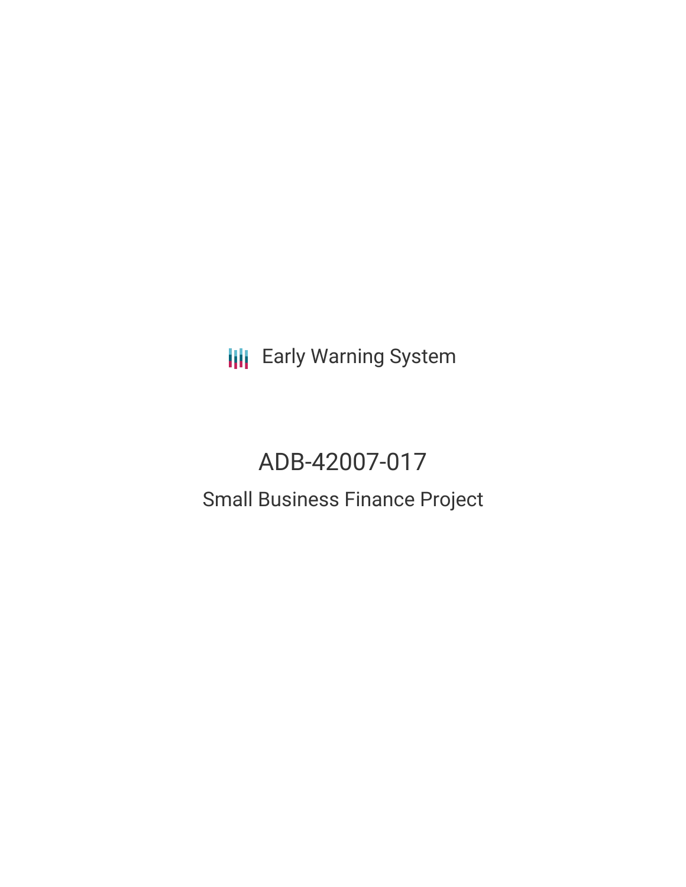Early Warning System

# ADB-42007-017

## Small Business Finance Project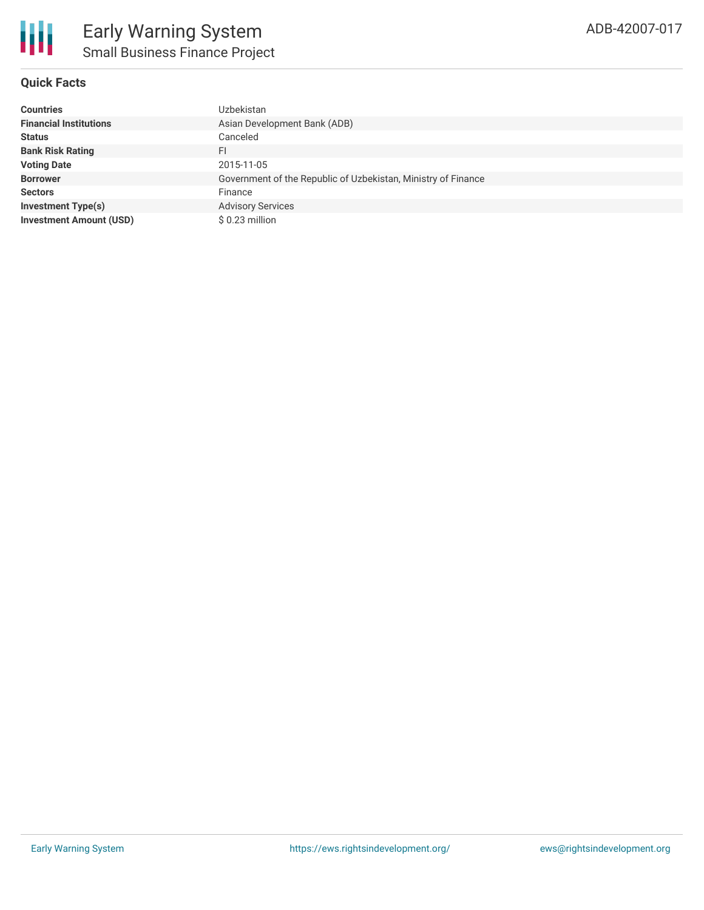# Early Warning System

## Small Business Finance Project

ADB-42007-017

### Quick Facts

| | |
|---|---|
| **Countries** | Uzbekistan |
| **Financial Institutions** | Asian Development Bank (ADB) |
| **Status** | Canceled |
| **Bank Risk Rating** | FI |
| **Voting Date** | 2015-11-05 |
| **Borrower** | Government of the Republic of Uzbekistan, Ministry of Finance |
| **Sectors** | Finance |
| **Investment Type(s)** | Advisory Services |
| **Investment Amount (USD)** | $ 0.23 million |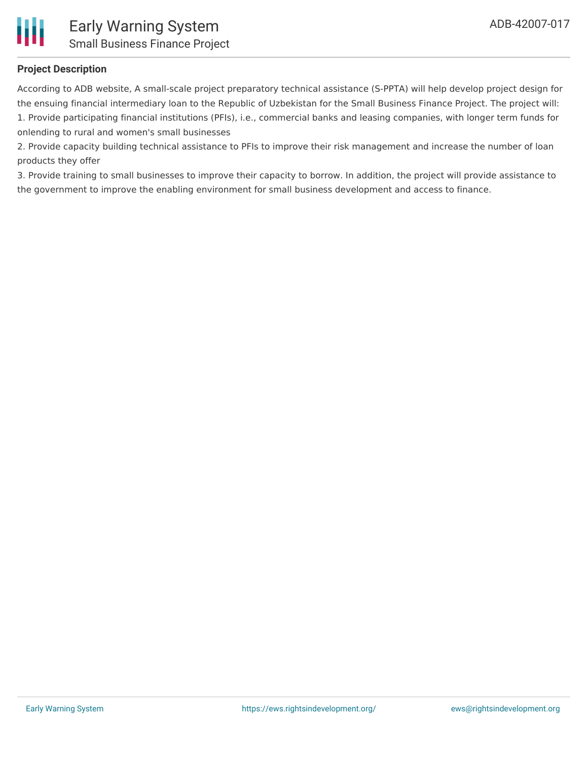**Project Description**

According to ADB website, A small-scale project preparatory technical assistance (S-PPTA) will help develop project design for the ensuing financial intermediary loan to the Republic of Uzbekistan for the Small Business Finance Project. The project will:

1. Provide participating financial institutions (PFIs), i.e., commercial banks and leasing companies, with longer term funds for onlending to rural and women's small businesses
2. Provide capacity building technical assistance to PFIs to improve their risk management and increase the number of loan products they offer
3. Provide training to small businesses to improve their capacity to borrow. In addition, the project will provide assistance to the government to improve the enabling environment for small business development and access to finance.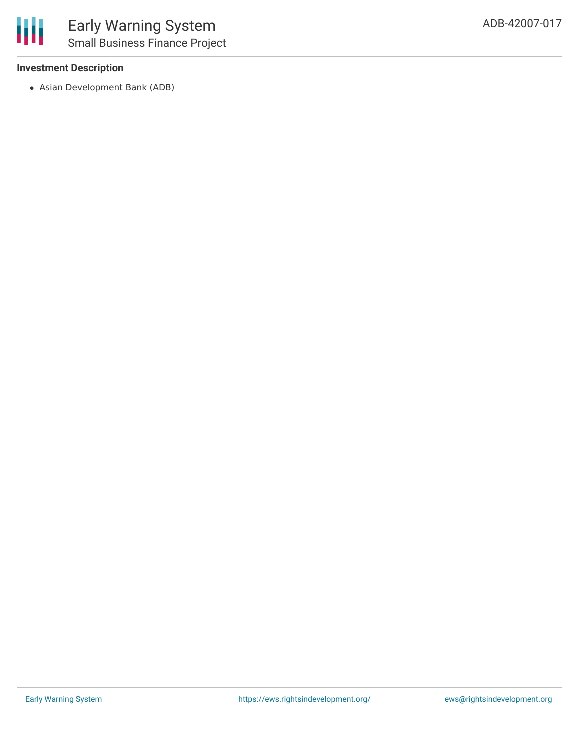**Investment Description**

- Asian Development Bank (ADB)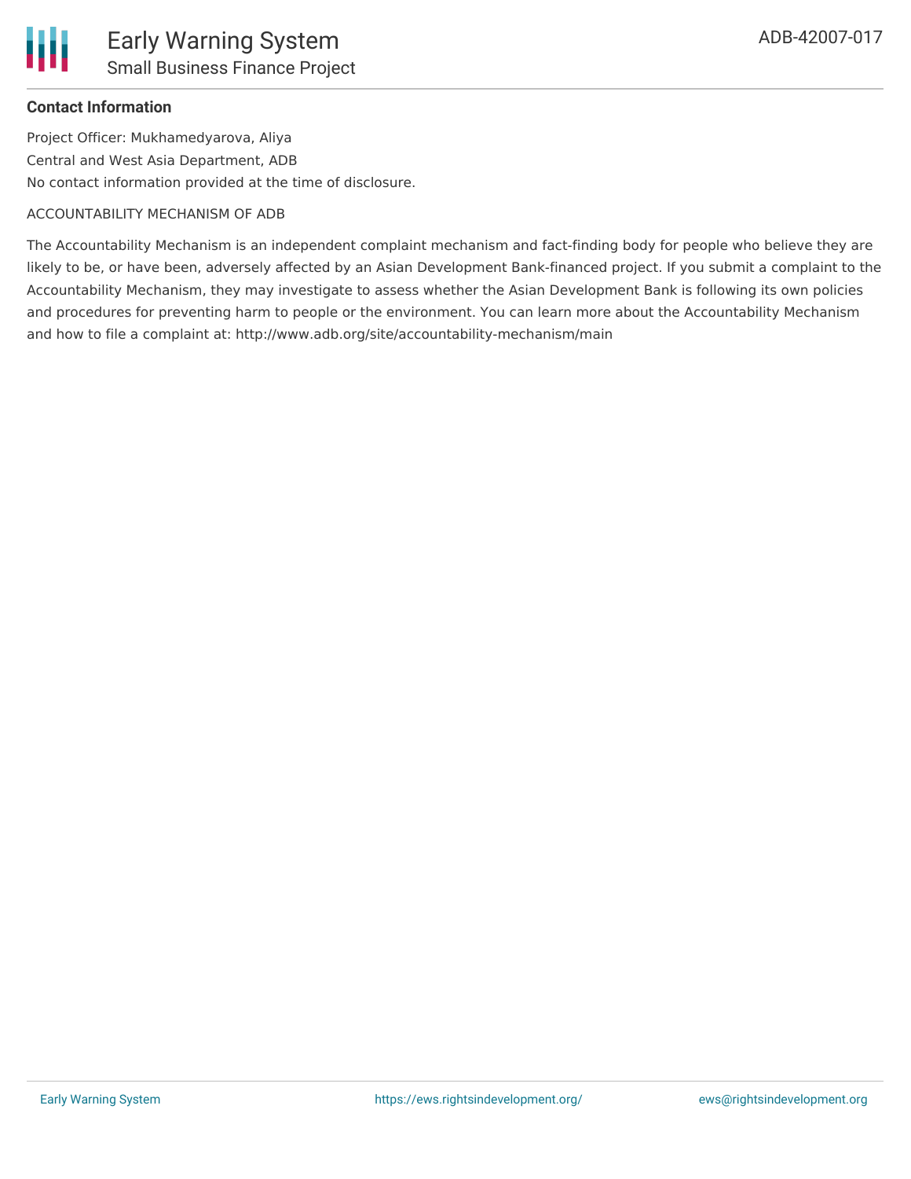**Contact Information**

Project Officer: Mukhamedyarova, Aliya

Central and West Asia Department, ADB

No contact information provided at the time of disclosure.

ACCOUNTABILITY MECHANISM OF ADB

The Accountability Mechanism is an independent complaint mechanism and fact-finding body for people who believe they are likely to be, or have been, adversely affected by an Asian Development Bank-financed project. If you submit a complaint to the Accountability Mechanism, they may investigate to assess whether the Asian Development Bank is following its own policies and procedures for preventing harm to people or the environment. You can learn more about the Accountability Mechanism and how to file a complaint at: http://www.adb.org/site/accountability-mechanism/main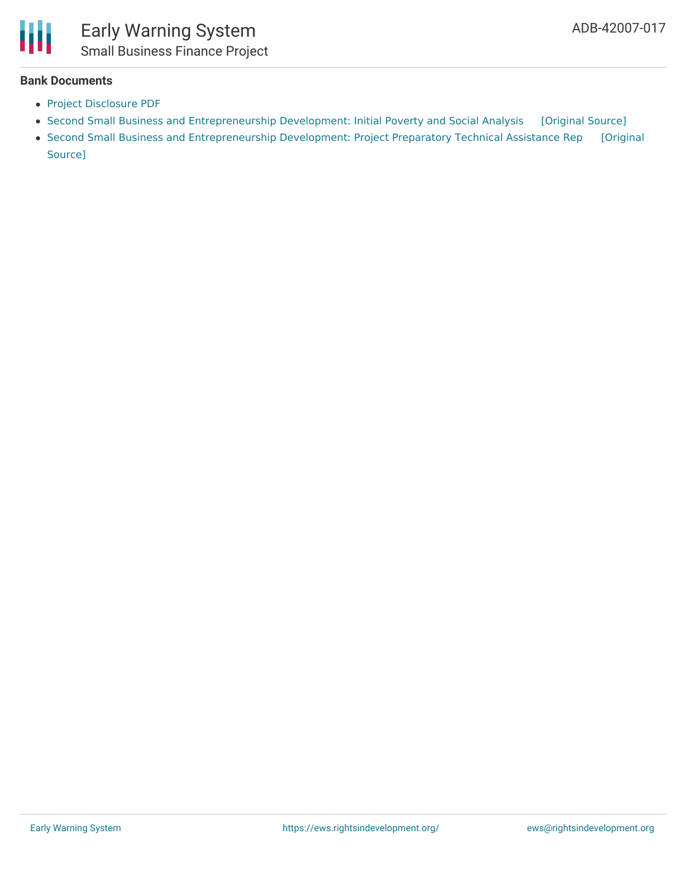**Bank Documents**

- Project Disclosure PDF
- Second Small Business and Entrepreneurship Development: Initial Poverty and Social Analysis [Original Source]
- Second Small Business and Entrepreneurship Development: Project Preparatory Technical Assistance Rep [Original Source]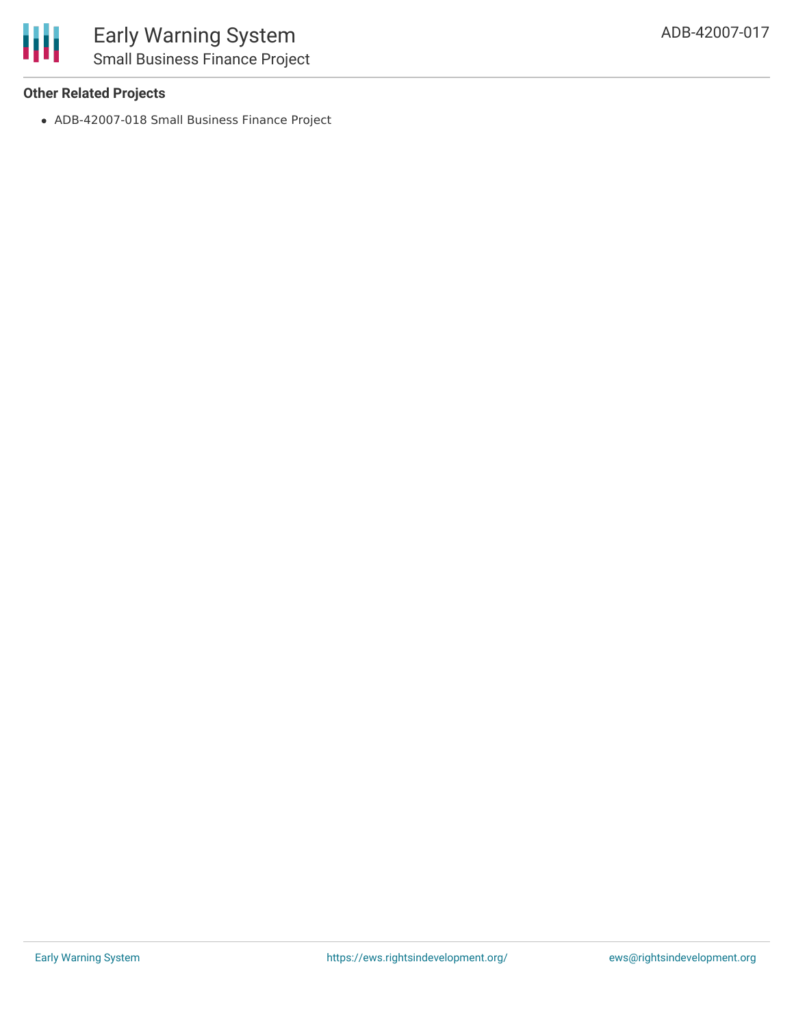**Other Related Projects**

- ADB-42007-018 Small Business Finance Project